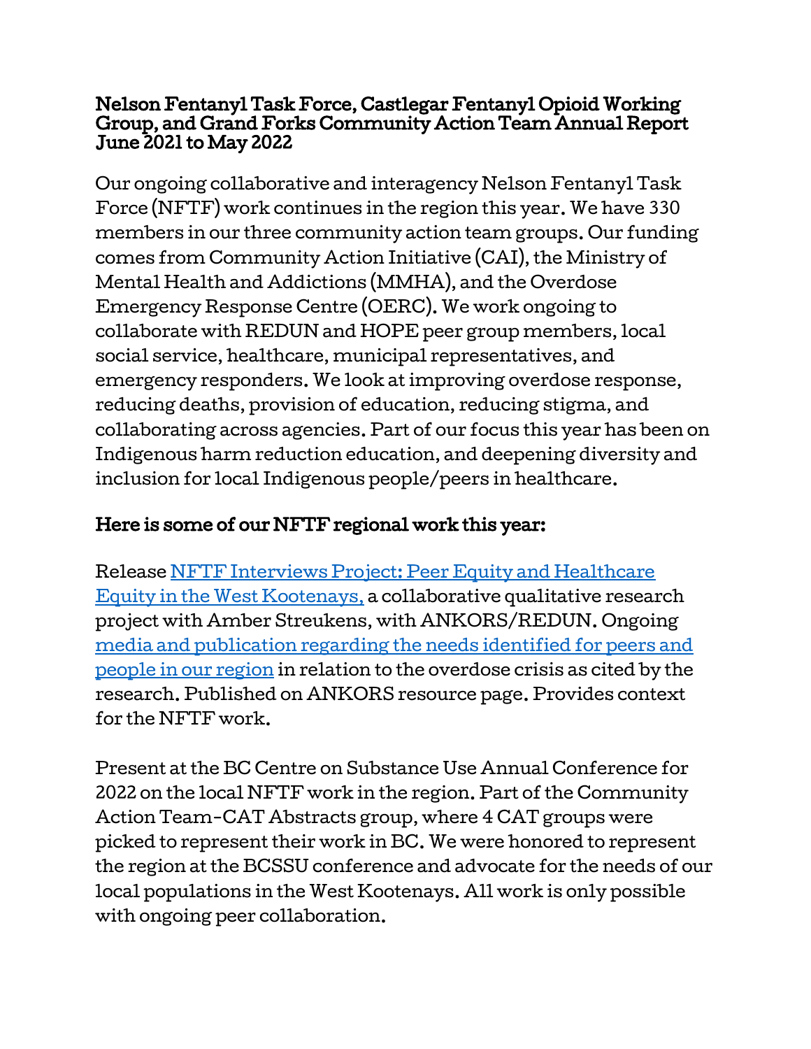# Nelson Fentanyl Task Force, Castlegar Fentanyl Opioid Working Group, and Grand Forks Community Action Team Annual Report June 2021 to May 2022

Our ongoing collaborative and interagency Nelson Fentanyl Task Force (NFTF) work continues in the region this year. We have 330 members in our three community action team groups. Our funding comes from Community Action Initiative (CAI), the Ministry of Mental Health and Addictions (MMHA), and the Overdose Emergency Response Centre (OERC). We work ongoing to collaborate with REDUN and HOPE peer group members, local social service, healthcare, municipal representatives, and emergency responders. We look at improving overdose response, reducing deaths, provision of education, reducing stigma, and collaborating across agencies. Part of our focus this year has been on Indigenous harm reduction education, and deepening diversity and inclusion for local Indigenous people/peers in healthcare.

## Here is some of our NFTF regional work this year:

Release NFTF Interviews Project: Peer Equity and Healthcare Equity in the West Kootenays, a collaborative qualitative research project with Amber Streukens, with ANKORS/REDUN. Ongoing media and publication regarding the needs identified for peers and people in our region in relation to the overdose crisis as cited by the research. Published on ANKORS resource page. Provides context for the NFTF work.

Present at the BC Centre on Substance Use Annual Conference for 2022 on the local NFTF work in the region. Part of the Community Action Team-CAT Abstracts group, where 4 CAT groups were picked to represent their work in BC. We were honored to represent the region at the BCSSU conference and advocate for the needs of our local populations in the West Kootenays. All work is only possible with ongoing peer collaboration.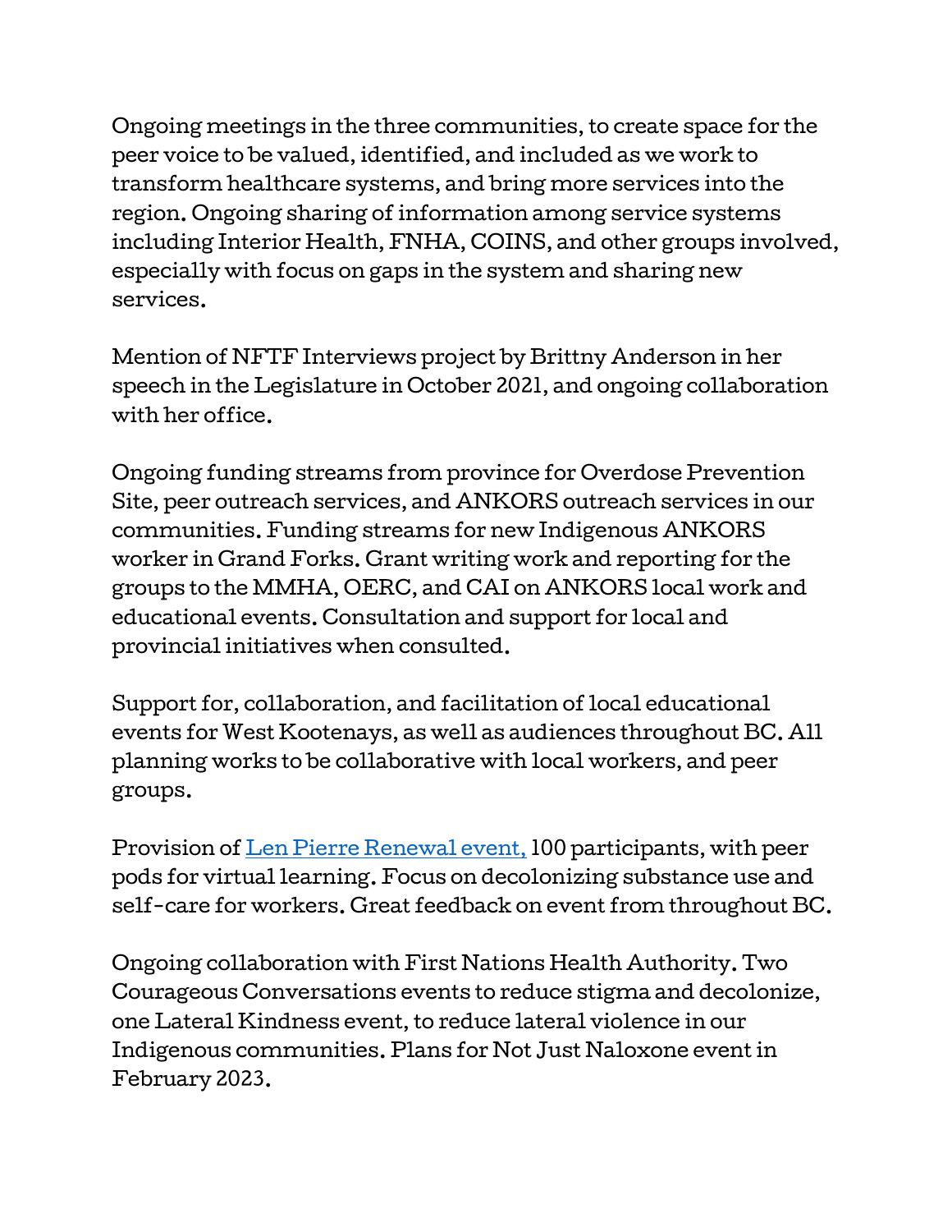Ongoing meetings in the three communities, to create space for the peer voice to be valued, identified, and included as we work to transform healthcare systems, and bring more services into the region. Ongoing sharing of information among service systems including Interior Health, FNHA, COINS, and other groups involved, especially with focus on gaps in the system and sharing new services.

Mention of NFTF Interviews project by Brittny Anderson in her speech in the Legislature in October 2021, and ongoing collaboration with her office.

Ongoing funding streams from province for Overdose Prevention Site, peer outreach services, and ANKORS outreach services in our communities. Funding streams for new Indigenous ANKORS worker in Grand Forks. Grant writing work and reporting for the groups to the MMHA, OERC, and CAI on ANKORS local work and educational events. Consultation and support for local and provincial initiatives when consulted.

Support for, collaboration, and facilitation of local educational events for West Kootenays, as well as audiences throughout BC. All planning works to be collaborative with local workers, and peer groups.

Provision of Len Pierre Renewal event, 100 participants, with peer pods for virtual learning. Focus on decolonizing substance use and self-care for workers. Great feedback on event from throughout BC.

Ongoing collaboration with First Nations Health Authority. Two Courageous Conversations events to reduce stigma and decolonize, one Lateral Kindness event, to reduce lateral violence in our Indigenous communities. Plans for Not Just Naloxone event in February 2023.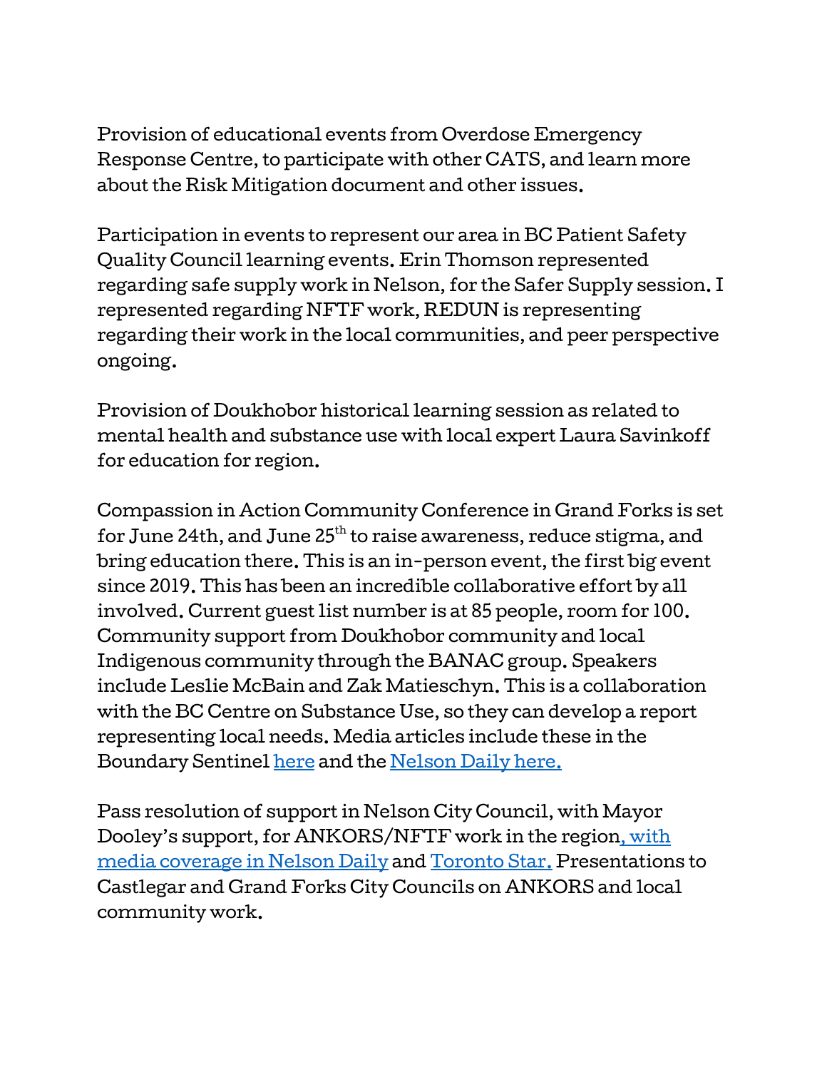Provision of educational events from Overdose Emergency Response Centre, to participate with other CATS, and learn more about the Risk Mitigation document and other issues.

Participation in events to represent our area in BC Patient Safety Quality Council learning events. Erin Thomson represented regarding safe supply work in Nelson, for the Safer Supply session. I represented regarding NFTF work, REDUN is representing regarding their work in the local communities, and peer perspective ongoing.

Provision of Doukhobor historical learning session as related to mental health and substance use with local expert Laura Savinkoff for education for region.

Compassion in Action Community Conference in Grand Forks is set for June 24th, and June 25th to raise awareness, reduce stigma, and bring education there. This is an in-person event, the first big event since 2019. This has been an incredible collaborative effort by all involved. Current guest list number is at 85 people, room for 100. Community support from Doukhobor community and local Indigenous community through the BANAC group. Speakers include Leslie McBain and Zak Matieschyn. This is a collaboration with the BC Centre on Substance Use, so they can develop a report representing local needs. Media articles include these in the Boundary Sentinel here and the Nelson Daily here.

Pass resolution of support in Nelson City Council, with Mayor Dooley's support, for ANKORS/NFTF work in the region, with media coverage in Nelson Daily and Toronto Star. Presentations to Castlegar and Grand Forks City Councils on ANKORS and local community work.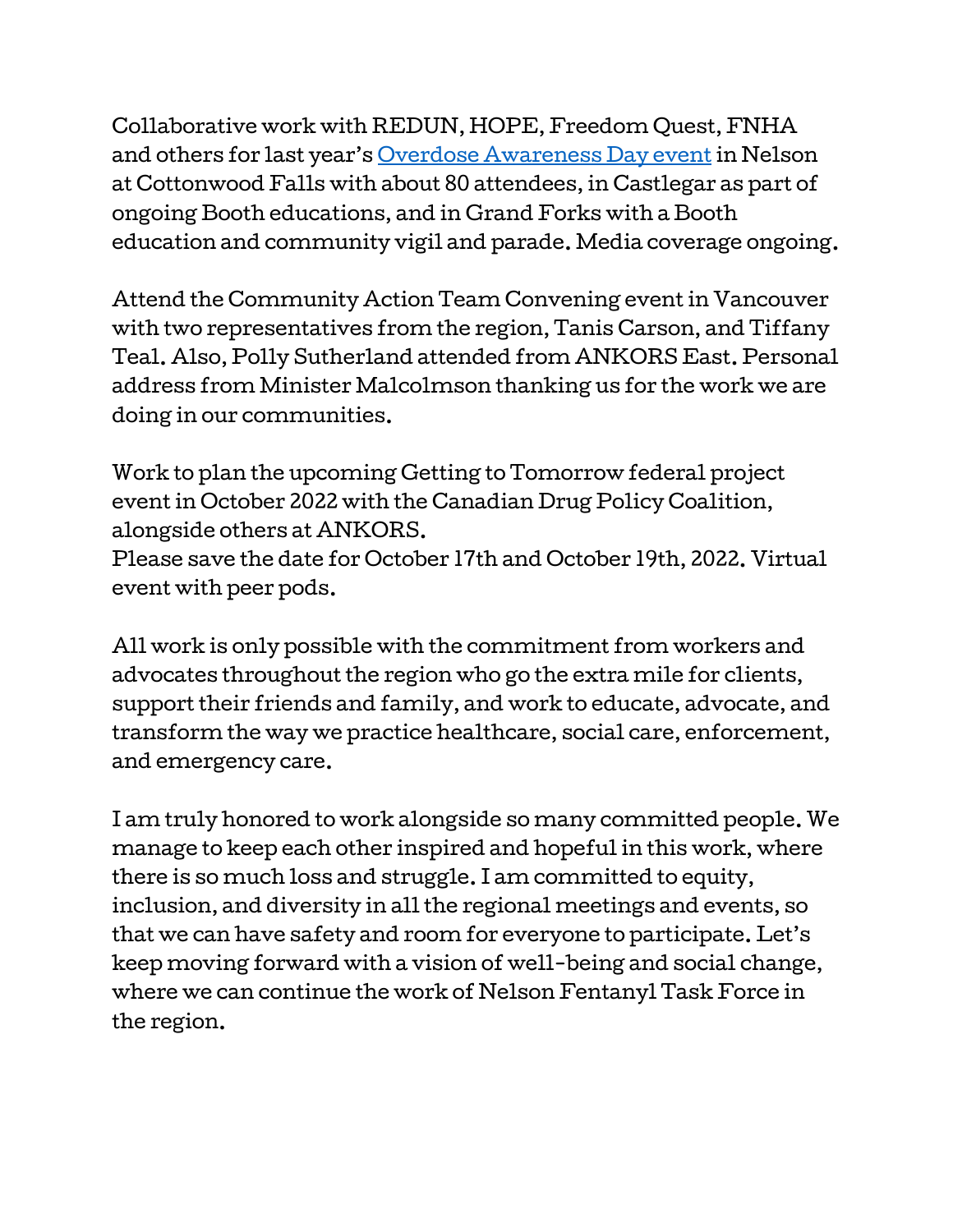Collaborative work with REDUN, HOPE, Freedom Quest, FNHA and others for last year's Overdose Awareness Day event in Nelson at Cottonwood Falls with about 80 attendees, in Castlegar as part of ongoing Booth educations, and in Grand Forks with a Booth education and community vigil and parade. Media coverage ongoing.

Attend the Community Action Team Convening event in Vancouver with two representatives from the region, Tanis Carson, and Tiffany Teal. Also, Polly Sutherland attended from ANKORS East. Personal address from Minister Malcolmson thanking us for the work we are doing in our communities.

Work to plan the upcoming Getting to Tomorrow federal project event in October 2022 with the Canadian Drug Policy Coalition, alongside others at ANKORS.
Please save the date for October 17th and October 19th, 2022. Virtual event with peer pods.

All work is only possible with the commitment from workers and advocates throughout the region who go the extra mile for clients, support their friends and family, and work to educate, advocate, and transform the way we practice healthcare, social care, enforcement, and emergency care.

I am truly honored to work alongside so many committed people. We manage to keep each other inspired and hopeful in this work, where there is so much loss and struggle. I am committed to equity, inclusion, and diversity in all the regional meetings and events, so that we can have safety and room for everyone to participate. Let's keep moving forward with a vision of well-being and social change, where we can continue the work of Nelson Fentanyl Task Force in the region.